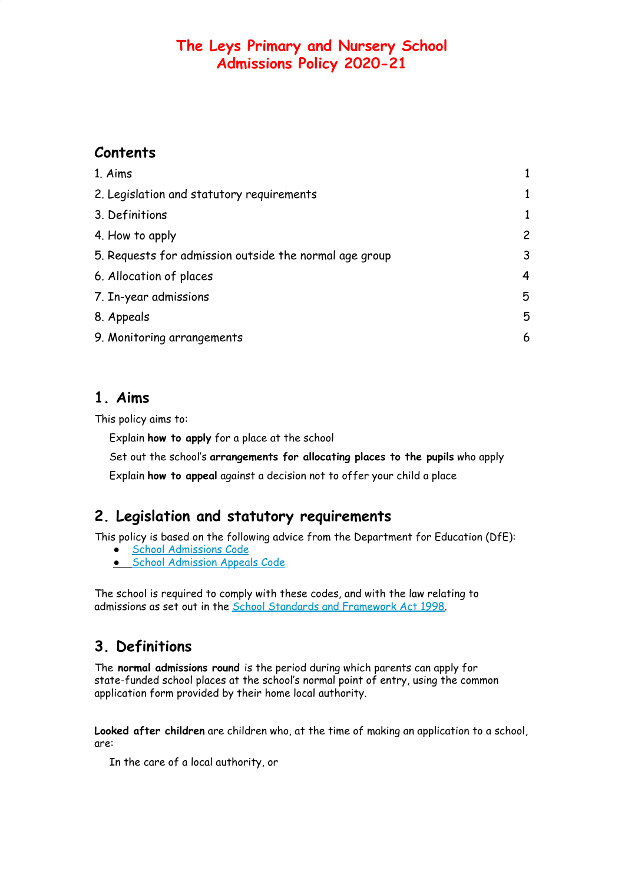# The Leys Primary and Nursery School
# Admissions Policy 2020-21

## Contents

| | |
|---|---|
| 1. Aims | 1 |
| 2. Legislation and statutory requirements | 1 |
| 3. Definitions | 1 |
| 4. How to apply | 2 |
| 5. Requests for admission outside the normal age group | 3 |
| 6. Allocation of places | 4 |
| 7. In-year admissions | 5 |
| 8. Appeals | 5 |
| 9. Monitoring arrangements | 6 |

## 1. Aims

This policy aims to:

Explain **how to apply** for a place at the school

Set out the school's **arrangements for allocating places to the pupils** who apply

Explain **how to appeal** against a decision not to offer your child a place

## 2. Legislation and statutory requirements

This policy is based on the following advice from the Department for Education (DfE):

- School Admissions Code
- School Admission Appeals Code

The school is required to comply with these codes, and with the law relating to admissions as set out in the School Standards and Framework Act 1998.

## 3. Definitions

The **normal admissions round** is the period during which parents can apply for state-funded school places at the school's normal point of entry, using the common application form provided by their home local authority.

**Looked after children** are children who, at the time of making an application to a school, are:

In the care of a local authority, or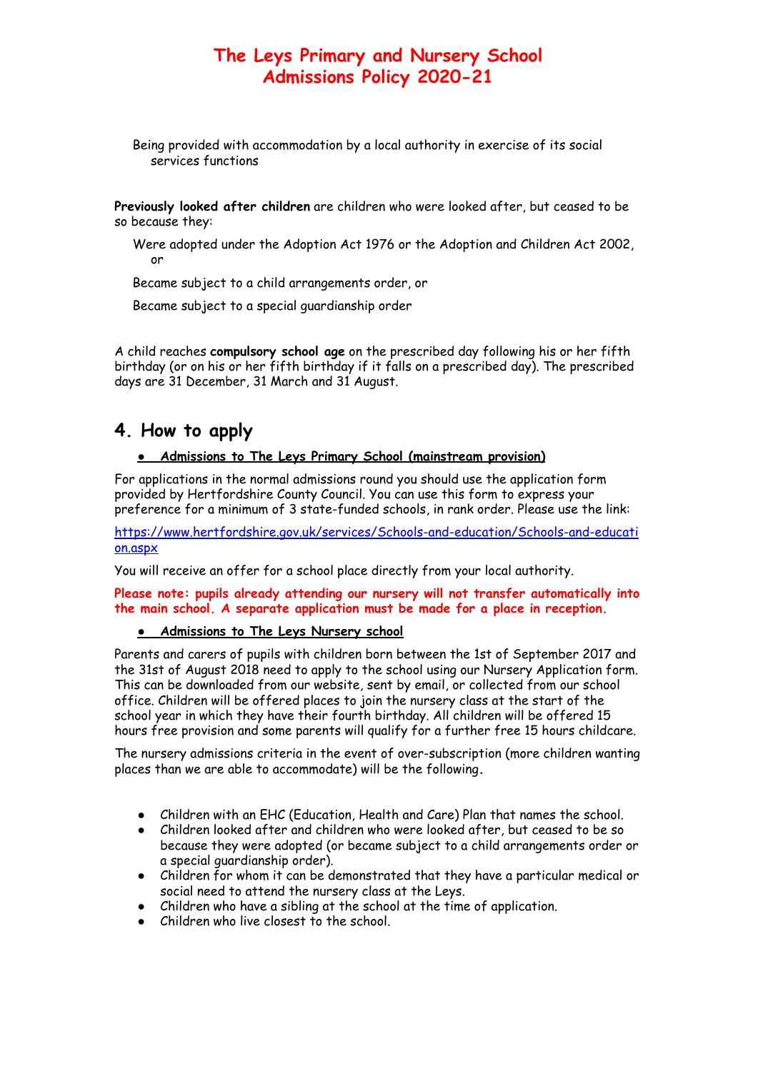Being provided with accommodation by a local authority in exercise of its social services functions

**Previously looked after children** are children who were looked after, but ceased to be so because they:

Were adopted under the Adoption Act 1976 or the Adoption and Children Act 2002, or

Became subject to a child arrangements order, or

Became subject to a special guardianship order

A child reaches **compulsory school age** on the prescribed day following his or her fifth birthday (or on his or her fifth birthday if it falls on a prescribed day). The prescribed days are 31 December, 31 March and 31 August.

## 4. How to apply

- **Admissions to The Leys Primary School (mainstream provision)**

For applications in the normal admissions round you should use the application form provided by Hertfordshire County Council. You can use this form to express your preference for a minimum of 3 state-funded schools, in rank order. Please use the link:

[https://www.hertfordshire.gov.uk/services/Schools-and-education/Schools-and-education.aspx](https://www.hertfordshire.gov.uk/services/Schools-and-education/Schools-and-education.aspx)

You will receive an offer for a school place directly from your local authority.

**Please note: pupils already attending our nursery will not transfer automatically into the main school. A separate application must be made for a place in reception.**

- **Admissions to The Leys Nursery school**

Parents and carers of pupils with children born between the 1st of September 2017 and the 31st of August 2018 need to apply to the school using our Nursery Application form. This can be downloaded from our website, sent by email, or collected from our school office. Children will be offered places to join the nursery class at the start of the school year in which they have their fourth birthday. All children will be offered 15 hours free provision and some parents will qualify for a further free 15 hours childcare.

The nursery admissions criteria in the event of over-subscription (more children wanting places than we are able to accommodate) will be the following.

- Children with an EHC (Education, Health and Care) Plan that names the school.
- Children looked after and children who were looked after, but ceased to be so because they were adopted (or became subject to a child arrangements order or a special guardianship order).
- Children for whom it can be demonstrated that they have a particular medical or social need to attend the nursery class at the Leys.
- Children who have a sibling at the school at the time of application.
- Children who live closest to the school.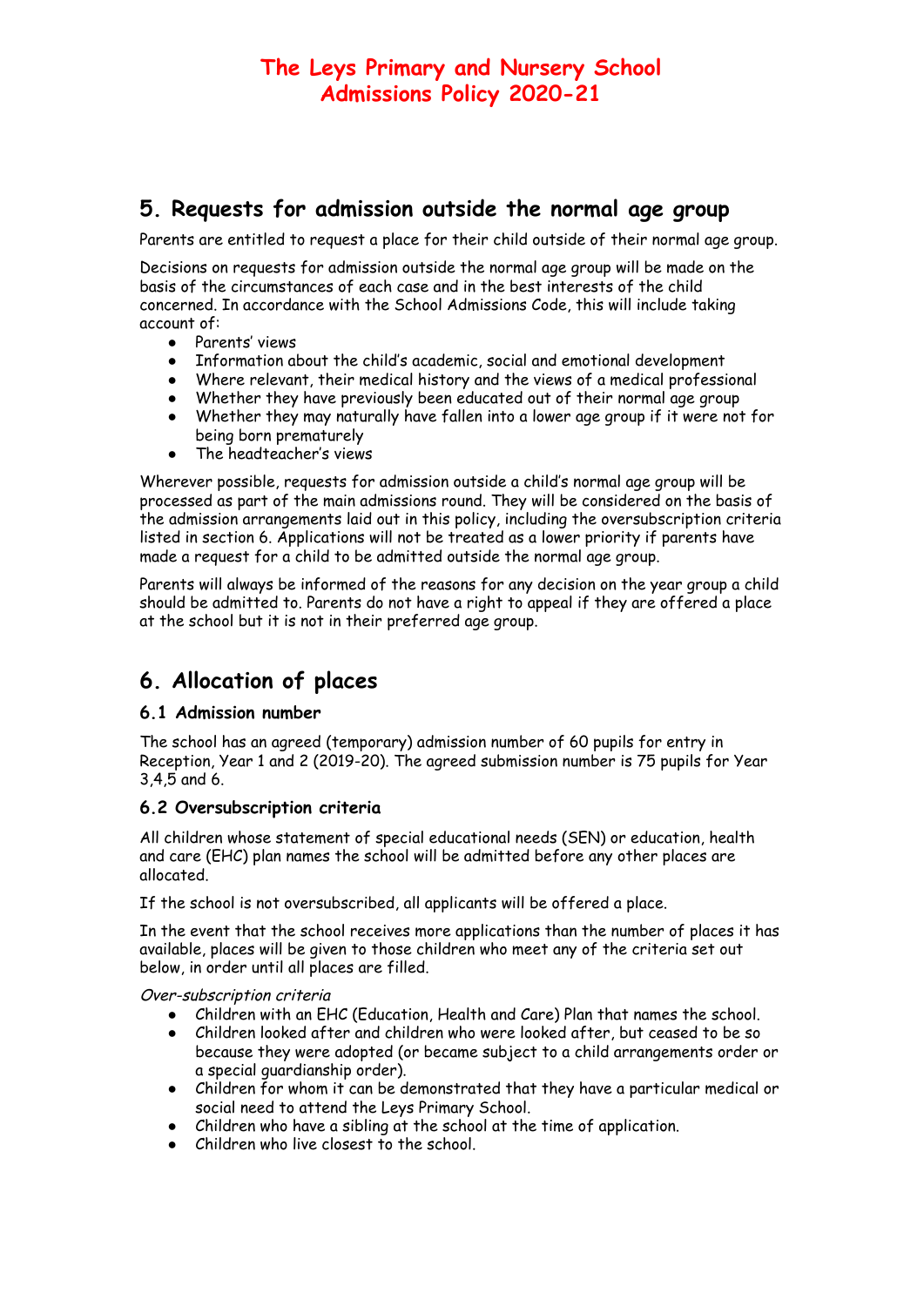## 5. Requests for admission outside the normal age group

Parents are entitled to request a place for their child outside of their normal age group.

Decisions on requests for admission outside the normal age group will be made on the basis of the circumstances of each case and in the best interests of the child concerned. In accordance with the School Admissions Code, this will include taking account of:

- Parents' views
- Information about the child's academic, social and emotional development
- Where relevant, their medical history and the views of a medical professional
- Whether they have previously been educated out of their normal age group
- Whether they may naturally have fallen into a lower age group if it were not for being born prematurely
- The headteacher's views

Wherever possible, requests for admission outside a child's normal age group will be processed as part of the main admissions round. They will be considered on the basis of the admission arrangements laid out in this policy, including the oversubscription criteria listed in section 6. Applications will not be treated as a lower priority if parents have made a request for a child to be admitted outside the normal age group.

Parents will always be informed of the reasons for any decision on the year group a child should be admitted to. Parents do not have a right to appeal if they are offered a place at the school but it is not in their preferred age group.

## 6. Allocation of places

### 6.1 Admission number

The school has an agreed (temporary) admission number of 60 pupils for entry in Reception, Year 1 and 2 (2019-20). The agreed submission number is 75 pupils for Year 3,4,5 and 6.

### 6.2 Oversubscription criteria

All children whose statement of special educational needs (SEN) or education, health and care (EHC) plan names the school will be admitted before any other places are allocated.

If the school is not oversubscribed, all applicants will be offered a place.

In the event that the school receives more applications than the number of places it has available, places will be given to those children who meet any of the criteria set out below, in order until all places are filled.

*Over-subscription criteria*

- Children with an EHC (Education, Health and Care) Plan that names the school.
- Children looked after and children who were looked after, but ceased to be so because they were adopted (or became subject to a child arrangements order or a special guardianship order).
- Children for whom it can be demonstrated that they have a particular medical or social need to attend the Leys Primary School.
- Children who have a sibling at the school at the time of application.
- Children who live closest to the school.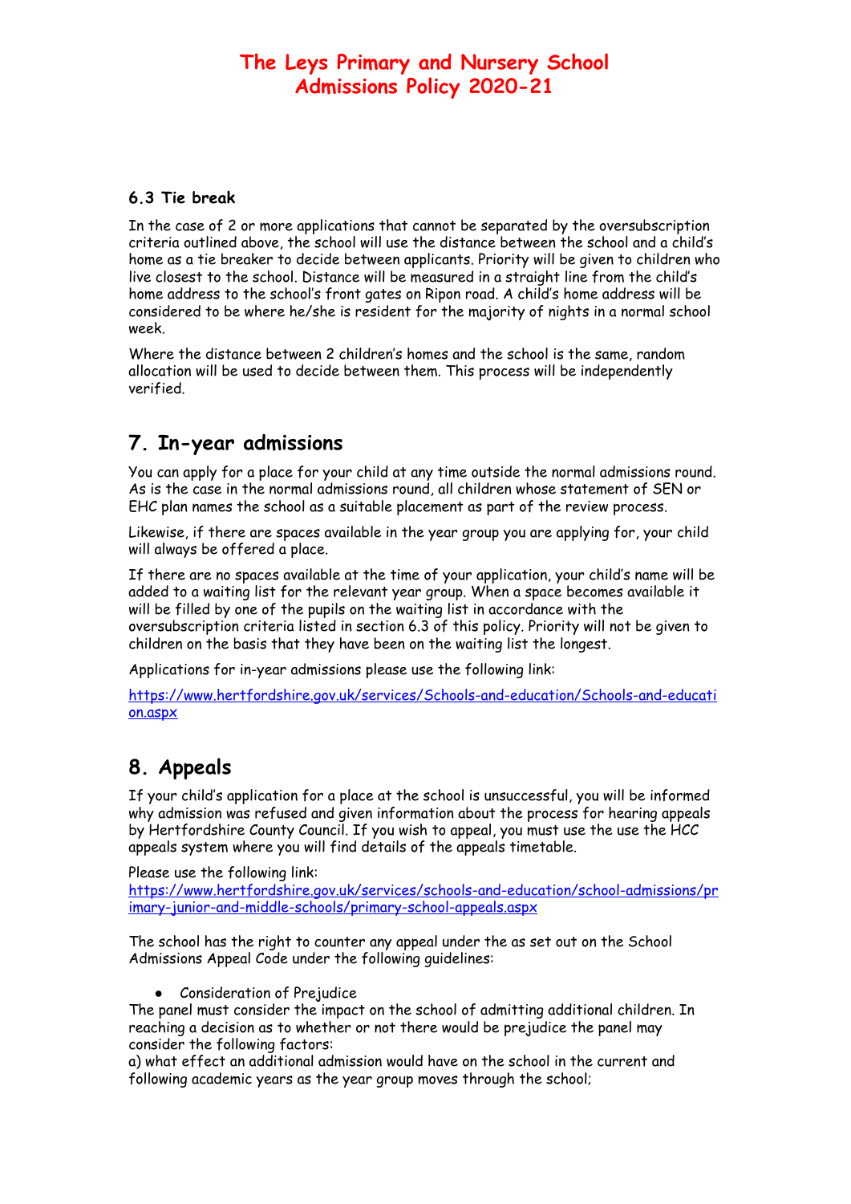### 6.3 Tie break

In the case of 2 or more applications that cannot be separated by the oversubscription criteria outlined above, the school will use the distance between the school and a child's home as a tie breaker to decide between applicants. Priority will be given to children who live closest to the school. Distance will be measured in a straight line from the child's home address to the school's front gates on Ripon road. A child's home address will be considered to be where he/she is resident for the majority of nights in a normal school week.

Where the distance between 2 children's homes and the school is the same, random allocation will be used to decide between them. This process will be independently verified.

## 7. In-year admissions

You can apply for a place for your child at any time outside the normal admissions round. As is the case in the normal admissions round, all children whose statement of SEN or EHC plan names the school as a suitable placement as part of the review process.

Likewise, if there are spaces available in the year group you are applying for, your child will always be offered a place.

If there are no spaces available at the time of your application, your child's name will be added to a waiting list for the relevant year group. When a space becomes available it will be filled by one of the pupils on the waiting list in accordance with the oversubscription criteria listed in section 6.3 of this policy. Priority will not be given to children on the basis that they have been on the waiting list the longest.

Applications for in-year admissions please use the following link:

https://www.hertfordshire.gov.uk/services/Schools-and-education/Schools-and-education.aspx

## 8. Appeals

If your child's application for a place at the school is unsuccessful, you will be informed why admission was refused and given information about the process for hearing appeals by Hertfordshire County Council. If you wish to appeal, you must use the use the HCC appeals system where you will find details of the appeals timetable.

Please use the following link:
https://www.hertfordshire.gov.uk/services/schools-and-education/school-admissions/primary-junior-and-middle-schools/primary-school-appeals.aspx

The school has the right to counter any appeal under the as set out on the School Admissions Appeal Code under the following guidelines:

- Consideration of Prejudice

The panel must consider the impact on the school of admitting additional children. In reaching a decision as to whether or not there would be prejudice the panel may consider the following factors:
a) what effect an additional admission would have on the school in the current and following academic years as the year group moves through the school;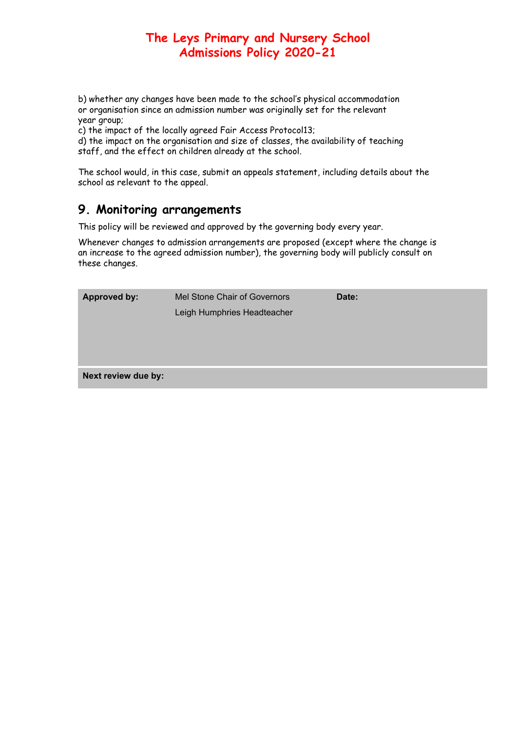b) whether any changes have been made to the school's physical accommodation or organisation since an admission number was originally set for the relevant year group;
c) the impact of the locally agreed Fair Access Protocol13;
d) the impact on the organisation and size of classes, the availability of teaching staff, and the effect on children already at the school.

The school would, in this case, submit an appeals statement, including details about the school as relevant to the appeal.

## 9. Monitoring arrangements

This policy will be reviewed and approved by the governing body every year.

Whenever changes to admission arrangements are proposed (except where the change is an increase to the agreed admission number), the governing body will publicly consult on these changes.

| | | | |
|---|---|---|---|
| **Approved by:** | Mel Stone Chair of Governors<br>Leigh Humphries Headteacher | **Date:** | |
| **Next review due by:** | | | |